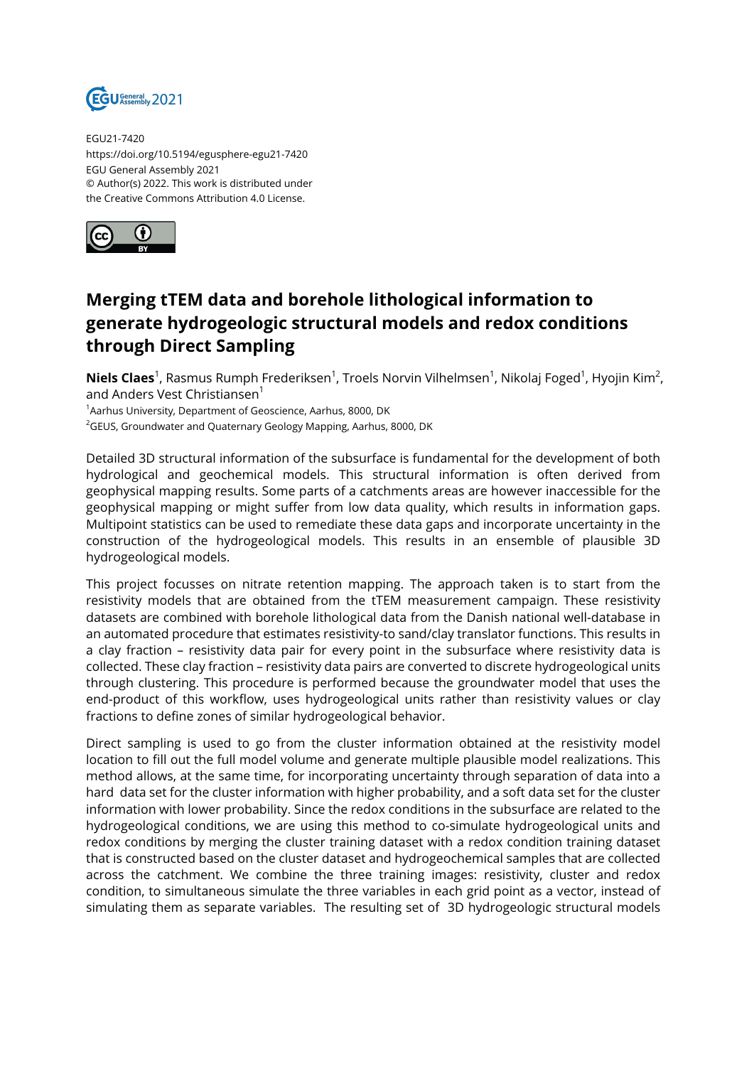EGU21-7420
https://doi.org/10.5194/egusphere-egu21-7420
EGU General Assembly 2021
© Author(s) 2022. This work is distributed under
the Creative Commons Attribution 4.0 License.

# Merging tTEM data and borehole lithological information to generate hydrogeologic structural models and redox conditions through Direct Sampling

**Niels Claes**[1], Rasmus Rumph Frederiksen[1], Troels Norvin Vilhelmsen[1], Nikolaj Foged[1], Hyojin Kim[2], and Anders Vest Christiansen[1]

[1]Aarhus University, Department of Geoscience, Aarhus, 8000, DK
[2]GEUS, Groundwater and Quaternary Geology Mapping, Aarhus, 8000, DK

Detailed 3D structural information of the subsurface is fundamental for the development of both hydrological and geochemical models. This structural information is often derived from geophysical mapping results. Some parts of a catchments areas are however inaccessible for the geophysical mapping or might suffer from low data quality, which results in information gaps. Multipoint statistics can be used to remediate these data gaps and incorporate uncertainty in the construction of the hydrogeological models. This results in an ensemble of plausible 3D hydrogeological models.

This project focusses on nitrate retention mapping. The approach taken is to start from the resistivity models that are obtained from the tTEM measurement campaign. These resistivity datasets are combined with borehole lithological data from the Danish national well-database in an automated procedure that estimates resistivity-to sand/clay translator functions. This results in a clay fraction – resistivity data pair for every point in the subsurface where resistivity data is collected. These clay fraction – resistivity data pairs are converted to discrete hydrogeological units through clustering. This procedure is performed because the groundwater model that uses the end-product of this workflow, uses hydrogeological units rather than resistivity values or clay fractions to define zones of similar hydrogeological behavior.

Direct sampling is used to go from the cluster information obtained at the resistivity model location to fill out the full model volume and generate multiple plausible model realizations. This method allows, at the same time, for incorporating uncertainty through separation of data into a hard data set for the cluster information with higher probability, and a soft data set for the cluster information with lower probability. Since the redox conditions in the subsurface are related to the hydrogeological conditions, we are using this method to co-simulate hydrogeological units and redox conditions by merging the cluster training dataset with a redox condition training dataset that is constructed based on the cluster dataset and hydrogeochemical samples that are collected across the catchment. We combine the three training images: resistivity, cluster and redox condition, to simultaneous simulate the three variables in each grid point as a vector, instead of simulating them as separate variables. The resulting set of 3D hydrogeologic structural models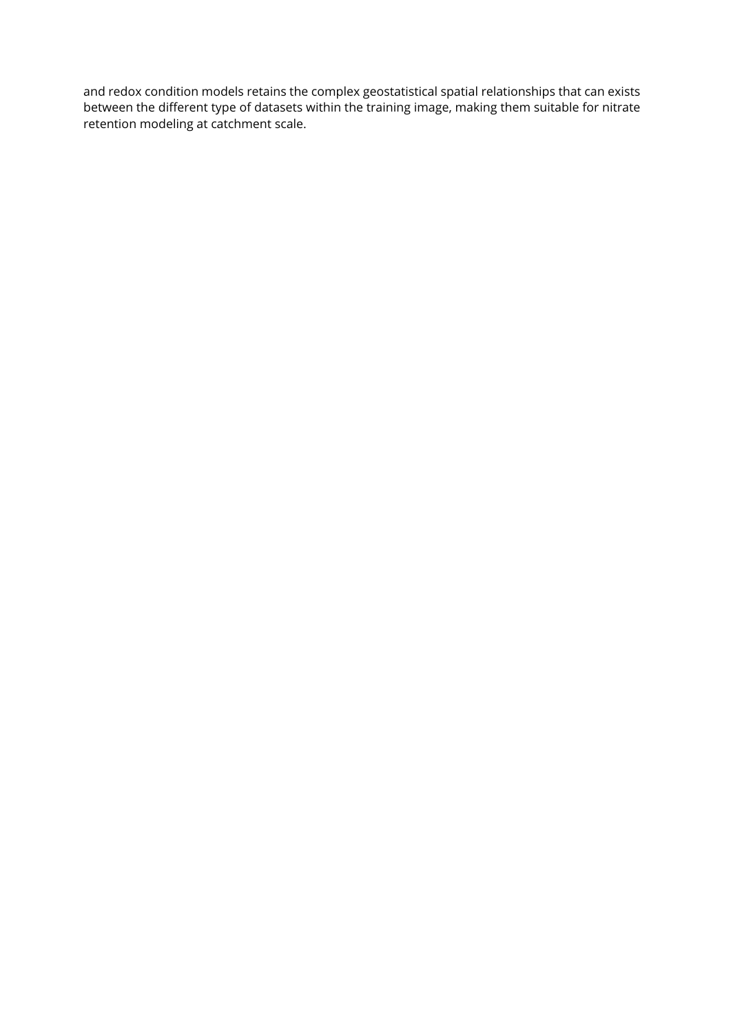and redox condition models retains the complex geostatistical spatial relationships that can exists between the different type of datasets within the training image, making them suitable for nitrate retention modeling at catchment scale.